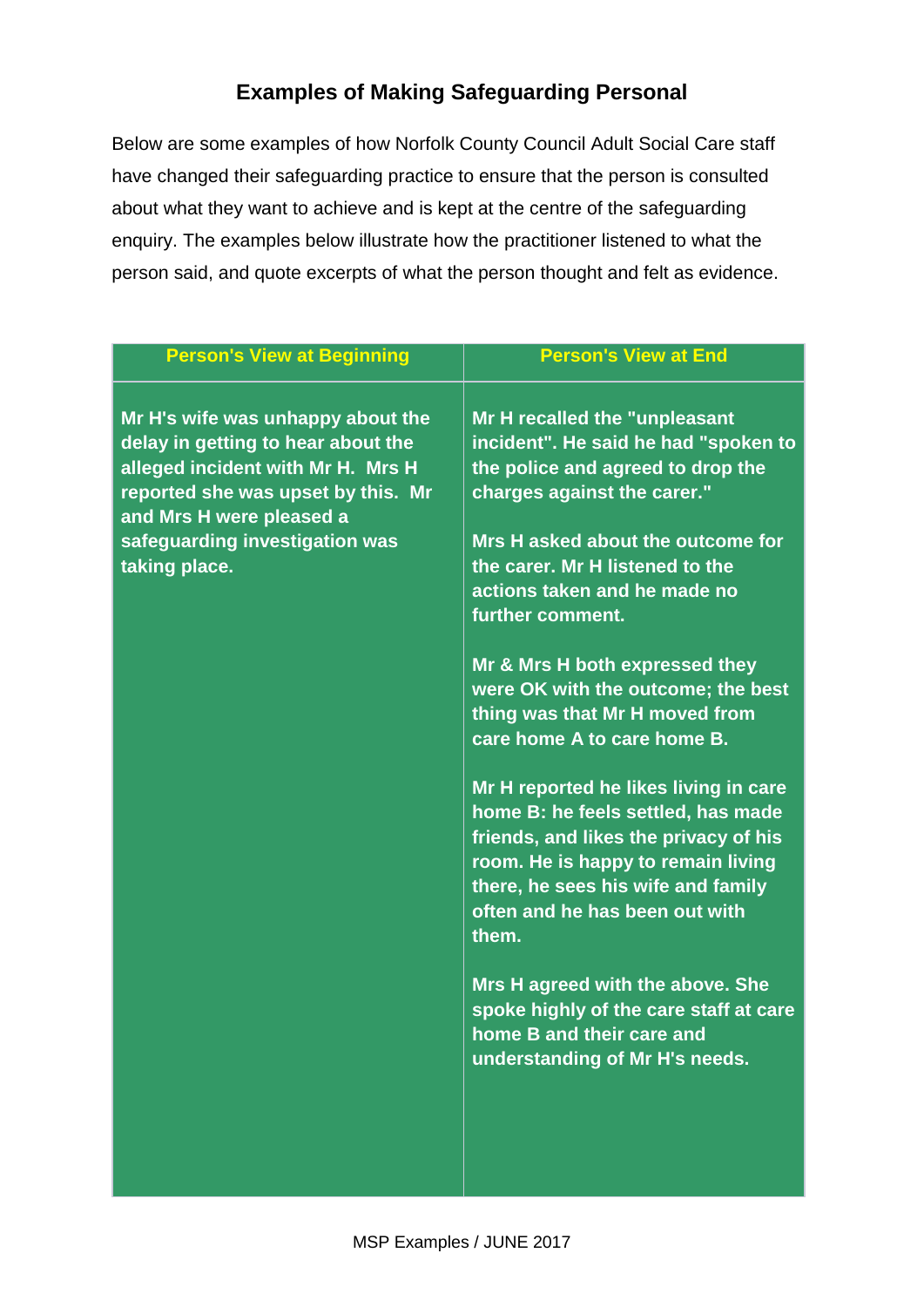# Examples of Making Safeguarding Personal

Below are some examples of how Norfolk County Council Adult Social Care staff have changed their safeguarding practice to ensure that the person is consulted about what they want to achieve and is kept at the centre of the safeguarding enquiry. The examples below illustrate how the practitioner listened to what the person said, and quote excerpts of what the person thought and felt as evidence.

| Person's View at Beginning | Person's View at End |
|---|---|
| **Mr H's wife was unhappy about the delay in getting to hear about the alleged incident with Mr H. Mrs H reported she was upset by this. Mr and Mrs H were pleased a safeguarding investigation was taking place.** | **Mr H recalled the "unpleasant incident". He said he had "spoken to the police and agreed to drop the charges against the carer."**<br><br>**Mrs H asked about the outcome for the carer. Mr H listened to the actions taken and he made no further comment.**<br><br>**Mr & Mrs H both expressed they were OK with the outcome; the best thing was that Mr H moved from care home A to care home B.**<br><br>**Mr H reported he likes living in care home B: he feels settled, has made friends, and likes the privacy of his room. He is happy to remain living there, he sees his wife and family often and he has been out with them.**<br><br>**Mrs H agreed with the above. She spoke highly of the care staff at care home B and their care and understanding of Mr H's needs.** |

MSP Examples / JUNE 2017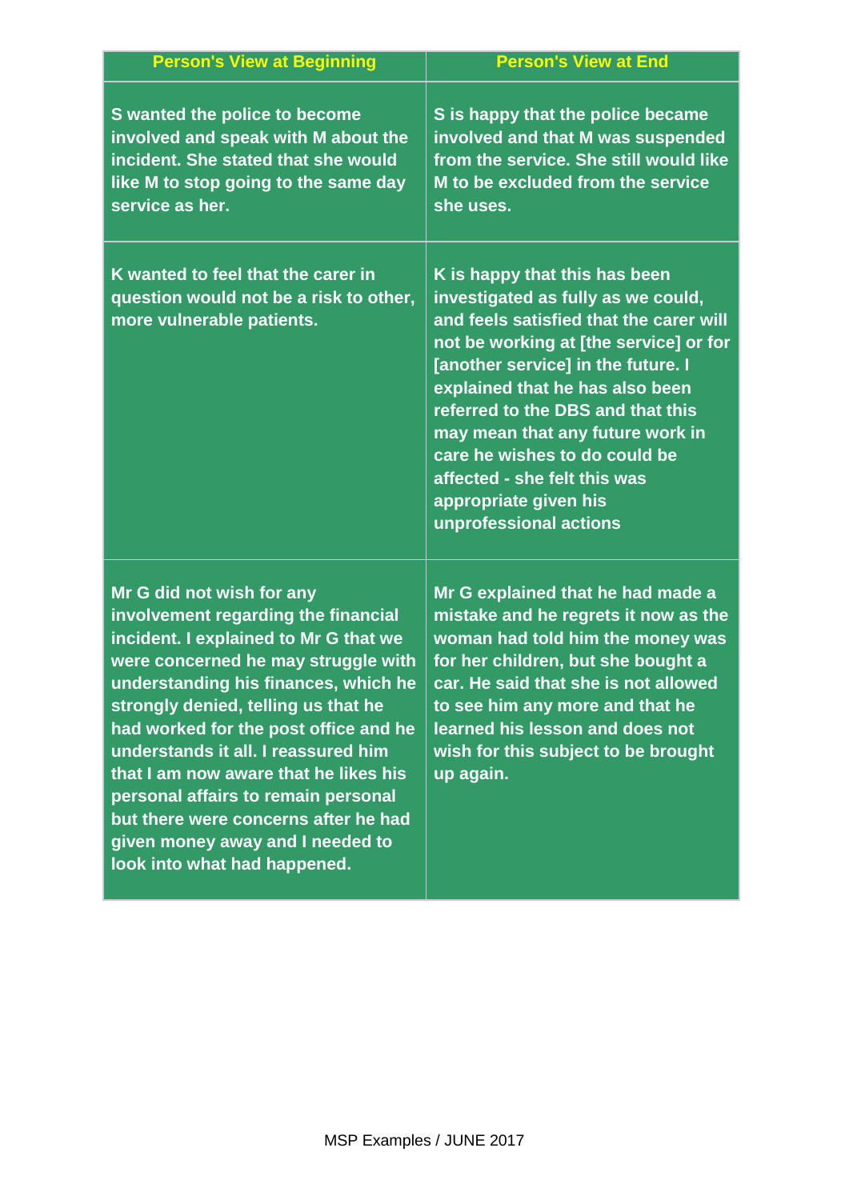| Person's View at Beginning | Person's View at End |
|---|---|
| S wanted the police to become involved and speak with M about the incident. She stated that she would like M to stop going to the same day service as her. | S is happy that the police became involved and that M was suspended from the service. She still would like M to be excluded from the service she uses. |
| K wanted to feel that the carer in question would not be a risk to other, more vulnerable patients. | K is happy that this has been investigated as fully as we could, and feels satisfied that the carer will not be working at [the service] or for [another service] in the future. I explained that he has also been referred to the DBS and that this may mean that any future work in care he wishes to do could be affected - she felt this was appropriate given his unprofessional actions |
| Mr G did not wish for any involvement regarding the financial incident. I explained to Mr G that we were concerned he may struggle with understanding his finances, which he strongly denied, telling us that he had worked for the post office and he understands it all. I reassured him that I am now aware that he likes his personal affairs to remain personal but there were concerns after he had given money away and I needed to look into what had happened. | Mr G explained that he had made a mistake and he regrets it now as the woman had told him the money was for her children, but she bought a car. He said that she is not allowed to see him any more and that he learned his lesson and does not wish for this subject to be brought up again. |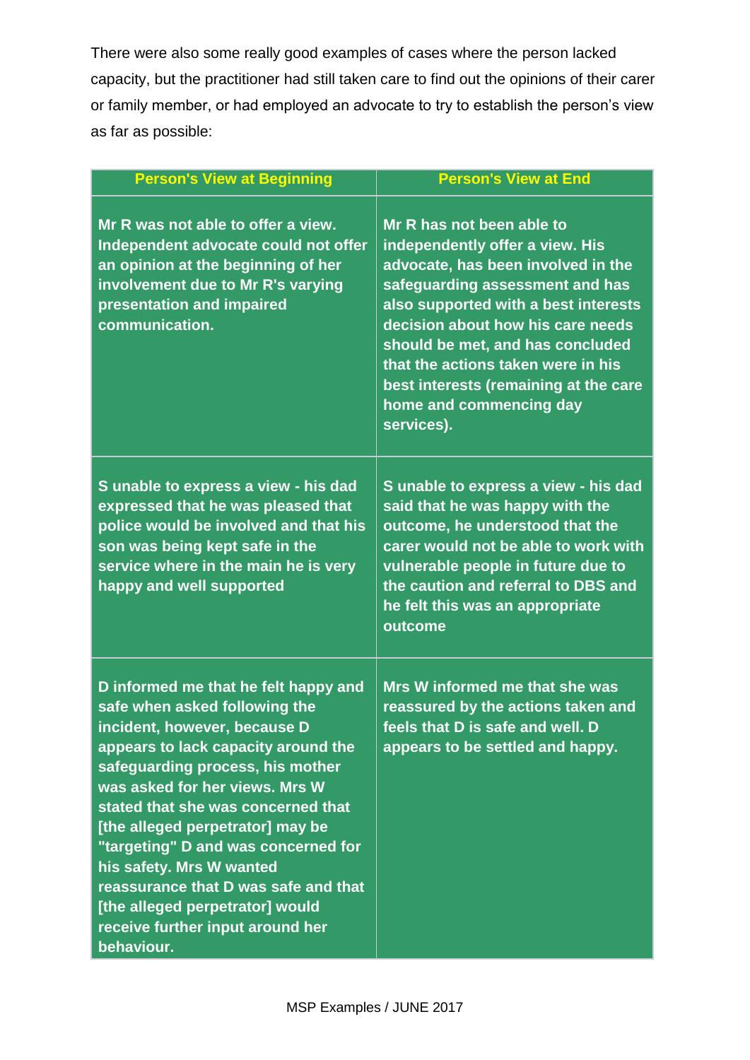There were also some really good examples of cases where the person lacked capacity, but the practitioner had still taken care to find out the opinions of their carer or family member, or had employed an advocate to try to establish the person's view as far as possible:

| Person's View at Beginning | Person's View at End |
|---|---|
| Mr R was not able to offer a view. Independent advocate could not offer an opinion at the beginning of her involvement due to Mr R's varying presentation and impaired communication. | Mr R has not been able to independently offer a view. His advocate, has been involved in the safeguarding assessment and has also supported with a best interests decision about how his care needs should be met, and has concluded that the actions taken were in his best interests (remaining at the care home and commencing day services). |
| S unable to express a view - his dad expressed that he was pleased that police would be involved and that his son was being kept safe in the service where in the main he is very happy and well supported | S unable to express a view - his dad said that he was happy with the outcome, he understood that the carer would not be able to work with vulnerable people in future due to the caution and referral to DBS and he felt this was an appropriate outcome |
| D informed me that he felt happy and safe when asked following the incident, however, because D appears to lack capacity around the safeguarding process, his mother was asked for her views. Mrs W stated that she was concerned that [the alleged perpetrator] may be "targeting" D and was concerned for his safety. Mrs W wanted reassurance that D was safe and that [the alleged perpetrator] would receive further input around her behaviour. | Mrs W informed me that she was reassured by the actions taken and feels that D is safe and well. D appears to be settled and happy. |

MSP Examples / JUNE 2017